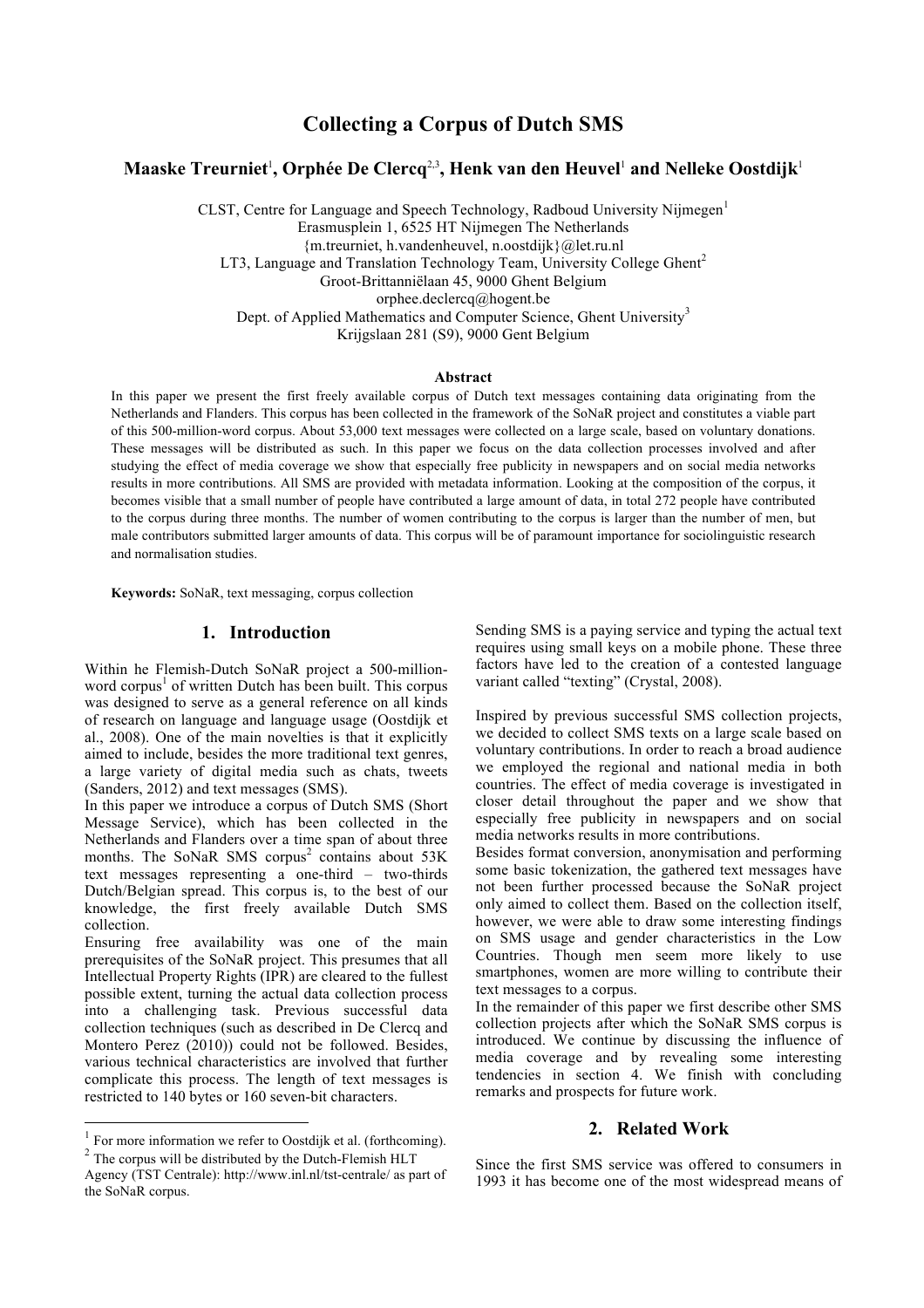# Collecting a Corpus of Dutch SMS

**Maaske Treurniet[1], Orphée De Clercq[2,3], Henk van den Heuvel[1] and Nelleke Oostdijk[1]**

CLST, Centre for Language and Speech Technology, Radboud University Nijmegen[1]
Erasmusplein 1, 6525 HT Nijmegen The Netherlands
{m.treurniet, h.vandenheuvel, n.oostdijk}@let.ru.nl
LT3, Language and Translation Technology Team, University College Ghent[2]
Groot-Brittanniëlaan 45, 9000 Ghent Belgium
orphee.declercq@hogent.be
Dept. of Applied Mathematics and Computer Science, Ghent University[3]
Krijgslaan 281 (S9), 9000 Gent Belgium

**Abstract**

In this paper we present the first freely available corpus of Dutch text messages containing data originating from the Netherlands and Flanders. This corpus has been collected in the framework of the SoNaR project and constitutes a viable part of this 500-million-word corpus. About 53,000 text messages were collected on a large scale, based on voluntary donations. These messages will be distributed as such. In this paper we focus on the data collection processes involved and after studying the effect of media coverage we show that especially free publicity in newspapers and on social media networks results in more contributions. All SMS are provided with metadata information. Looking at the composition of the corpus, it becomes visible that a small number of people have contributed a large amount of data, in total 272 people have contributed to the corpus during three months. The number of women contributing to the corpus is larger than the number of men, but male contributors submitted larger amounts of data. This corpus will be of paramount importance for sociolinguistic research and normalisation studies.

**Keywords:** SoNaR, text messaging, corpus collection

## 1. Introduction

Within he Flemish-Dutch SoNaR project a 500-million-word corpus[1] of written Dutch has been built. This corpus was designed to serve as a general reference on all kinds of research on language and language usage (Oostdijk et al., 2008). One of the main novelties is that it explicitly aimed to include, besides the more traditional text genres, a large variety of digital media such as chats, tweets (Sanders, 2012) and text messages (SMS).

In this paper we introduce a corpus of Dutch SMS (Short Message Service), which has been collected in the Netherlands and Flanders over a time span of about three months. The SoNaR SMS corpus[2] contains about 53K text messages representing a one-third – two-thirds Dutch/Belgian spread. This corpus is, to the best of our knowledge, the first freely available Dutch SMS collection.

Ensuring free availability was one of the main prerequisites of the SoNaR project. This presumes that all Intellectual Property Rights (IPR) are cleared to the fullest possible extent, turning the actual data collection process into a challenging task. Previous successful data collection techniques (such as described in De Clercq and Montero Perez (2010)) could not be followed. Besides, various technical characteristics are involved that further complicate this process. The length of text messages is restricted to 140 bytes or 160 seven-bit characters. Sending SMS is a paying service and typing the actual text requires using small keys on a mobile phone. These three factors have led to the creation of a contested language variant called "texting" (Crystal, 2008).

Inspired by previous successful SMS collection projects, we decided to collect SMS texts on a large scale based on voluntary contributions. In order to reach a broad audience we employed the regional and national media in both countries. The effect of media coverage is investigated in closer detail throughout the paper and we show that especially free publicity in newspapers and on social media networks results in more contributions.

Besides format conversion, anonymisation and performing some basic tokenization, the gathered text messages have not been further processed because the SoNaR project only aimed to collect them. Based on the collection itself, however, we were able to draw some interesting findings on SMS usage and gender characteristics in the Low Countries. Though men seem more likely to use smartphones, women are more willing to contribute their text messages to a corpus.

In the remainder of this paper we first describe other SMS collection projects after which the SoNaR SMS corpus is introduced. We continue by discussing the influence of media coverage and by revealing some interesting tendencies in section 4. We finish with concluding remarks and prospects for future work.

## 2. Related Work

Since the first SMS service was offered to consumers in 1993 it has become one of the most widespread means of

---

[1] For more information we refer to Oostdijk et al. (forthcoming).

[2] The corpus will be distributed by the Dutch-Flemish HLT Agency (TST Centrale): http://www.inl.nl/tst-centrale/ as part of the SoNaR corpus.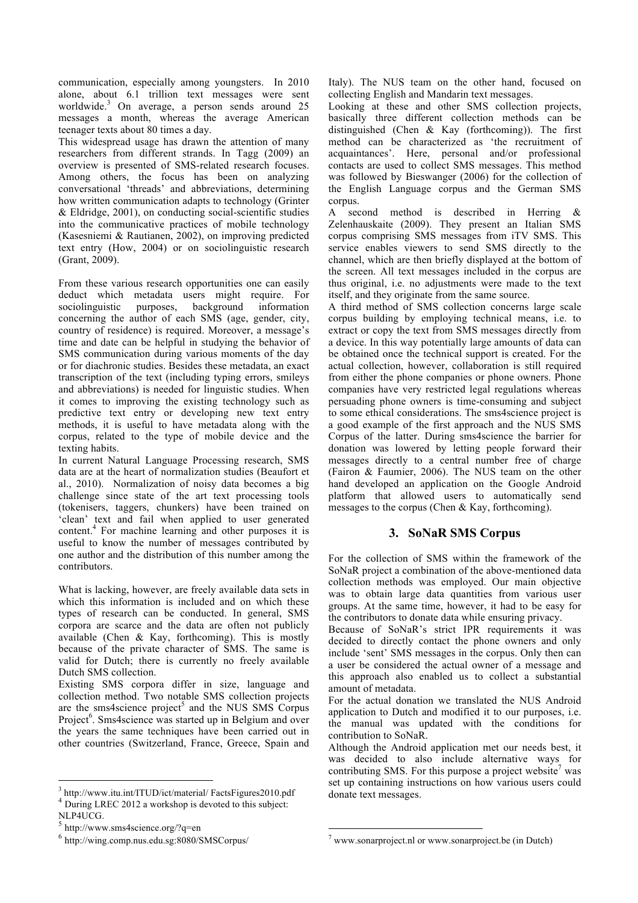communication, especially among youngsters. In 2010 alone, about 6.1 trillion text messages were sent worldwide.[3] On average, a person sends around 25 messages a month, whereas the average American teenager texts about 80 times a day.

This widespread usage has drawn the attention of many researchers from different strands. In Tagg (2009) an overview is presented of SMS-related research focuses. Among others, the focus has been on analyzing conversational 'threads' and abbreviations, determining how written communication adapts to technology (Grinter & Eldridge, 2001), on conducting social-scientific studies into the communicative practices of mobile technology (Kasesniemi & Rautianen, 2002), on improving predicted text entry (How, 2004) or on sociolinguistic research (Grant, 2009).

From these various research opportunities one can easily deduct which metadata users might require. For sociolinguistic purposes, background information concerning the author of each SMS (age, gender, city, country of residence) is required. Moreover, a message's time and date can be helpful in studying the behavior of SMS communication during various moments of the day or for diachronic studies. Besides these metadata, an exact transcription of the text (including typing errors, smileys and abbreviations) is needed for linguistic studies. When it comes to improving the existing technology such as predictive text entry or developing new text entry methods, it is useful to have metadata along with the corpus, related to the type of mobile device and the texting habits.

In current Natural Language Processing research, SMS data are at the heart of normalization studies (Beaufort et al., 2010). Normalization of noisy data becomes a big challenge since state of the art text processing tools (tokenisers, taggers, chunkers) have been trained on 'clean' text and fail when applied to user generated content.[4] For machine learning and other purposes it is useful to know the number of messages contributed by one author and the distribution of this number among the contributors.

What is lacking, however, are freely available data sets in which this information is included and on which these types of research can be conducted. In general, SMS corpora are scarce and the data are often not publicly available (Chen & Kay, forthcoming). This is mostly because of the private character of SMS. The same is valid for Dutch; there is currently no freely available Dutch SMS collection.

Existing SMS corpora differ in size, language and collection method. Two notable SMS collection projects are the sms4science project[5] and the NUS SMS Corpus Project[6]. Sms4science was started up in Belgium and over the years the same techniques have been carried out in other countries (Switzerland, France, Greece, Spain and Italy). The NUS team on the other hand, focused on collecting English and Mandarin text messages.

Looking at these and other SMS collection projects, basically three different collection methods can be distinguished (Chen & Kay (forthcoming)). The first method can be characterized as 'the recruitment of acquaintances'. Here, personal and/or professional contacts are used to collect SMS messages. This method was followed by Bieswanger (2006) for the collection of the English Language corpus and the German SMS corpus.

A second method is described in Herring & Zelenhauskaite (2009). They present an Italian SMS corpus comprising SMS messages from iTV SMS. This service enables viewers to send SMS directly to the channel, which are then briefly displayed at the bottom of the screen. All text messages included in the corpus are thus original, i.e. no adjustments were made to the text itself, and they originate from the same source.

A third method of SMS collection concerns large scale corpus building by employing technical means, i.e. to extract or copy the text from SMS messages directly from a device. In this way potentially large amounts of data can be obtained once the technical support is created. For the actual collection, however, collaboration is still required from either the phone companies or phone owners. Phone companies have very restricted legal regulations whereas persuading phone owners is time-consuming and subject to some ethical considerations. The sms4science project is a good example of the first approach and the NUS SMS Corpus of the latter. During sms4science the barrier for donation was lowered by letting people forward their messages directly to a central number free of charge (Fairon & Faumier, 2006). The NUS team on the other hand developed an application on the Google Android platform that allowed users to automatically send messages to the corpus (Chen & Kay, forthcoming).

## 3. SoNaR SMS Corpus

For the collection of SMS within the framework of the SoNaR project a combination of the above-mentioned data collection methods was employed. Our main objective was to obtain large data quantities from various user groups. At the same time, however, it had to be easy for the contributors to donate data while ensuring privacy.

Because of SoNaR's strict IPR requirements it was decided to directly contact the phone owners and only include 'sent' SMS messages in the corpus. Only then can a user be considered the actual owner of a message and this approach also enabled us to collect a substantial amount of metadata.

For the actual donation we translated the NUS Android application to Dutch and modified it to our purposes, i.e. the manual was updated with the conditions for contribution to SoNaR.

Although the Android application met our needs best, it was decided to also include alternative ways for contributing SMS. For this purpose a project website[7] was set up containing instructions on how various users could donate text messages.

[3] http://www.itu.int/ITUD/ict/material/ FactsFigures2010.pdf

[4] During LREC 2012 a workshop is devoted to this subject: NLP4UCG.

[5] http://www.sms4science.org/?q=en

[6] http://wing.comp.nus.edu.sg:8080/SMSCorpus/

[7] www.sonarproject.nl or www.sonarproject.be (in Dutch)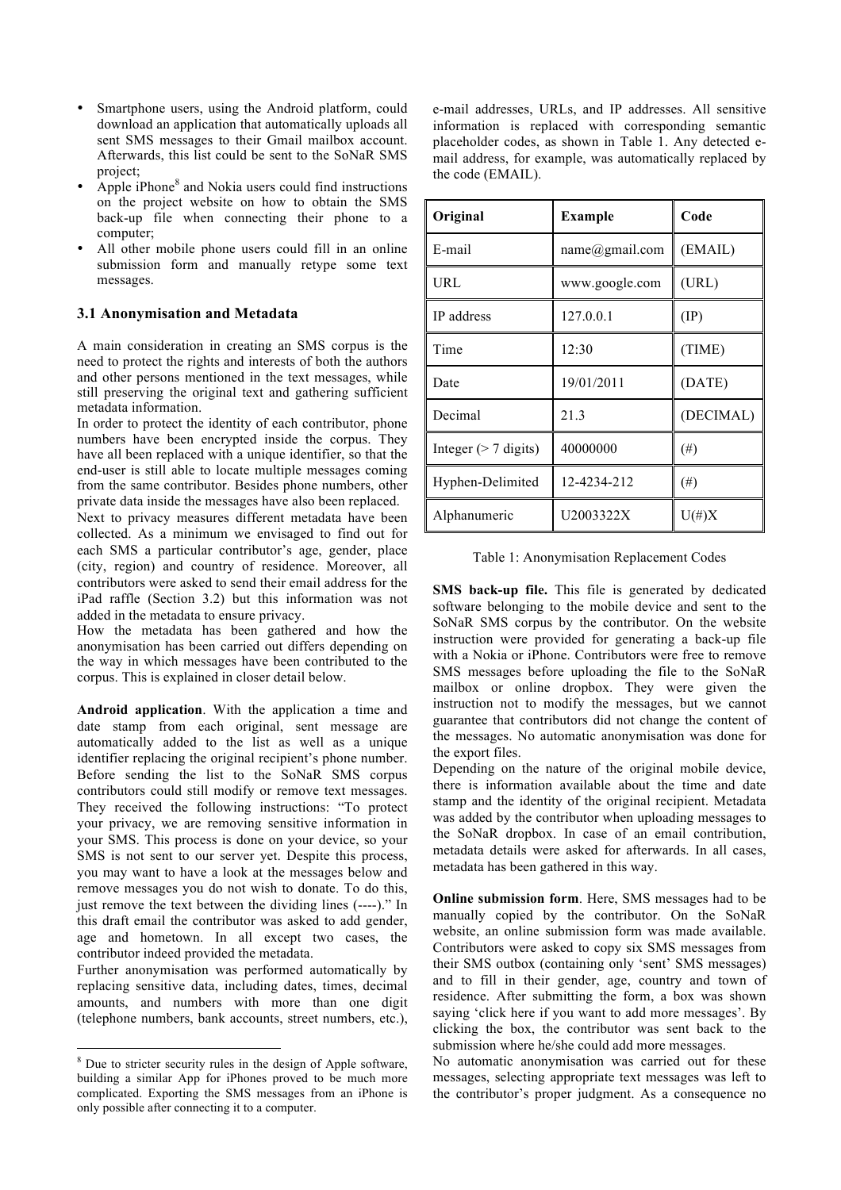- Smartphone users, using the Android platform, could download an application that automatically uploads all sent SMS messages to their Gmail mailbox account. Afterwards, this list could be sent to the SoNaR SMS project;
- Apple iPhone[8] and Nokia users could find instructions on the project website on how to obtain the SMS back-up file when connecting their phone to a computer;
- All other mobile phone users could fill in an online submission form and manually retype some text messages.

### 3.1 Anonymisation and Metadata

A main consideration in creating an SMS corpus is the need to protect the rights and interests of both the authors and other persons mentioned in the text messages, while still preserving the original text and gathering sufficient metadata information.

In order to protect the identity of each contributor, phone numbers have been encrypted inside the corpus. They have all been replaced with a unique identifier, so that the end-user is still able to locate multiple messages coming from the same contributor. Besides phone numbers, other private data inside the messages have also been replaced.

Next to privacy measures different metadata have been collected. As a minimum we envisaged to find out for each SMS a particular contributor's age, gender, place (city, region) and country of residence. Moreover, all contributors were asked to send their email address for the iPad raffle (Section 3.2) but this information was not added in the metadata to ensure privacy.

How the metadata has been gathered and how the anonymisation has been carried out differs depending on the way in which messages have been contributed to the corpus. This is explained in closer detail below.

**Android application**. With the application a time and date stamp from each original, sent message are automatically added to the list as well as a unique identifier replacing the original recipient's phone number. Before sending the list to the SoNaR SMS corpus contributors could still modify or remove text messages. They received the following instructions: "To protect your privacy, we are removing sensitive information in your SMS. This process is done on your device, so your SMS is not sent to our server yet. Despite this process, you may want to have a look at the messages below and remove messages you do not wish to donate. To do this, just remove the text between the dividing lines (----)." In this draft email the contributor was asked to add gender, age and hometown. In all except two cases, the contributor indeed provided the metadata.

Further anonymisation was performed automatically by replacing sensitive data, including dates, times, decimal amounts, and numbers with more than one digit (telephone numbers, bank accounts, street numbers, etc.), e-mail addresses, URLs, and IP addresses. All sensitive information is replaced with corresponding semantic placeholder codes, as shown in Table 1. Any detected e-mail address, for example, was automatically replaced by the code (EMAIL).

| Original | Example | Code |
|---|---|---|
| E-mail | name@gmail.com | (EMAIL) |
| URL | www.google.com | (URL) |
| IP address | 127.0.0.1 | (IP) |
| Time | 12:30 | (TIME) |
| Date | 19/01/2011 | (DATE) |
| Decimal | 21.3 | (DECIMAL) |
| Integer (> 7 digits) | 40000000 | (#) |
| Hyphen-Delimited | 12-4234-212 | (#) |
| Alphanumeric | U2003322X | U(#)X |

Table 1: Anonymisation Replacement Codes

**SMS back-up file.** This file is generated by dedicated software belonging to the mobile device and sent to the SoNaR SMS corpus by the contributor. On the website instruction were provided for generating a back-up file with a Nokia or iPhone. Contributors were free to remove SMS messages before uploading the file to the SoNaR mailbox or online dropbox. They were given the instruction not to modify the messages, but we cannot guarantee that contributors did not change the content of the messages. No automatic anonymisation was done for the export files.

Depending on the nature of the original mobile device, there is information available about the time and date stamp and the identity of the original recipient. Metadata was added by the contributor when uploading messages to the SoNaR dropbox. In case of an email contribution, metadata details were asked for afterwards. In all cases, metadata has been gathered in this way.

**Online submission form**. Here, SMS messages had to be manually copied by the contributor. On the SoNaR website, an online submission form was made available. Contributors were asked to copy six SMS messages from their SMS outbox (containing only 'sent' SMS messages) and to fill in their gender, age, country and town of residence. After submitting the form, a box was shown saying 'click here if you want to add more messages'. By clicking the box, the contributor was sent back to the submission where he/she could add more messages.

No automatic anonymisation was carried out for these messages, selecting appropriate text messages was left to the contributor's proper judgment. As a consequence no

[8] Due to stricter security rules in the design of Apple software, building a similar App for iPhones proved to be much more complicated. Exporting the SMS messages from an iPhone is only possible after connecting it to a computer.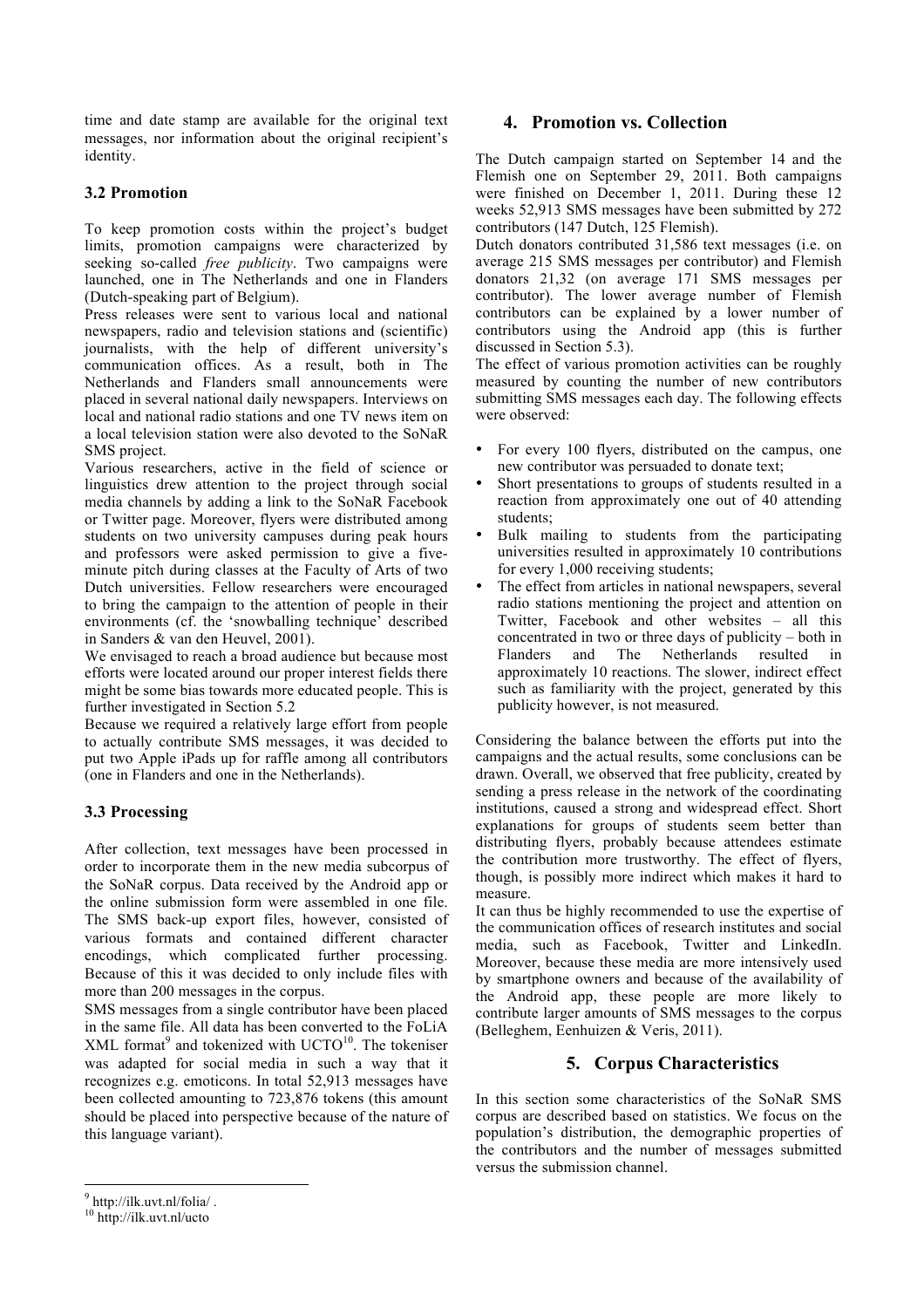time and date stamp are available for the original text messages, nor information about the original recipient's identity.

### 3.2 Promotion

To keep promotion costs within the project's budget limits, promotion campaigns were characterized by seeking so-called *free publicity*. Two campaigns were launched, one in The Netherlands and one in Flanders (Dutch-speaking part of Belgium).

Press releases were sent to various local and national newspapers, radio and television stations and (scientific) journalists, with the help of different university's communication offices. As a result, both in The Netherlands and Flanders small announcements were placed in several national daily newspapers. Interviews on local and national radio stations and one TV news item on a local television station were also devoted to the SoNaR SMS project.

Various researchers, active in the field of science or linguistics drew attention to the project through social media channels by adding a link to the SoNaR Facebook or Twitter page. Moreover, flyers were distributed among students on two university campuses during peak hours and professors were asked permission to give a five-minute pitch during classes at the Faculty of Arts of two Dutch universities. Fellow researchers were encouraged to bring the campaign to the attention of people in their environments (cf. the 'snowballing technique' described in Sanders & van den Heuvel, 2001).

We envisaged to reach a broad audience but because most efforts were located around our proper interest fields there might be some bias towards more educated people. This is further investigated in Section 5.2

Because we required a relatively large effort from people to actually contribute SMS messages, it was decided to put two Apple iPads up for raffle among all contributors (one in Flanders and one in the Netherlands).

### 3.3 Processing

After collection, text messages have been processed in order to incorporate them in the new media subcorpus of the SoNaR corpus. Data received by the Android app or the online submission form were assembled in one file. The SMS back-up export files, however, consisted of various formats and contained different character encodings, which complicated further processing. Because of this it was decided to only include files with more than 200 messages in the corpus.

SMS messages from a single contributor have been placed in the same file. All data has been converted to the FoLiA XML format[9] and tokenized with UCTO[10]. The tokeniser was adapted for social media in such a way that it recognizes e.g. emoticons. In total 52,913 messages have been collected amounting to 723,876 tokens (this amount should be placed into perspective because of the nature of this language variant).

## 4. Promotion vs. Collection

The Dutch campaign started on September 14 and the Flemish one on September 29, 2011. Both campaigns were finished on December 1, 2011. During these 12 weeks 52,913 SMS messages have been submitted by 272 contributors (147 Dutch, 125 Flemish).

Dutch donators contributed 31,586 text messages (i.e. on average 215 SMS messages per contributor) and Flemish donators 21,32 (on average 171 SMS messages per contributor). The lower average number of Flemish contributors can be explained by a lower number of contributors using the Android app (this is further discussed in Section 5.3).

The effect of various promotion activities can be roughly measured by counting the number of new contributors submitting SMS messages each day. The following effects were observed:

- For every 100 flyers, distributed on the campus, one new contributor was persuaded to donate text;
- Short presentations to groups of students resulted in a reaction from approximately one out of 40 attending students;
- Bulk mailing to students from the participating universities resulted in approximately 10 contributions for every 1,000 receiving students;
- The effect from articles in national newspapers, several radio stations mentioning the project and attention on Twitter, Facebook and other websites – all this concentrated in two or three days of publicity – both in Flanders and The Netherlands resulted in approximately 10 reactions. The slower, indirect effect such as familiarity with the project, generated by this publicity however, is not measured.

Considering the balance between the efforts put into the campaigns and the actual results, some conclusions can be drawn. Overall, we observed that free publicity, created by sending a press release in the network of the coordinating institutions, caused a strong and widespread effect. Short explanations for groups of students seem better than distributing flyers, probably because attendees estimate the contribution more trustworthy. The effect of flyers, though, is possibly more indirect which makes it hard to measure.

It can thus be highly recommended to use the expertise of the communication offices of research institutes and social media, such as Facebook, Twitter and LinkedIn. Moreover, because these media are more intensively used by smartphone owners and because of the availability of the Android app, these people are more likely to contribute larger amounts of SMS messages to the corpus (Belleghem, Eenhuizen & Veris, 2011).

## 5. Corpus Characteristics

In this section some characteristics of the SoNaR SMS corpus are described based on statistics. We focus on the population's distribution, the demographic properties of the contributors and the number of messages submitted versus the submission channel.

[9] http://ilk.uvt.nl/folia/ .

[10] http://ilk.uvt.nl/ucto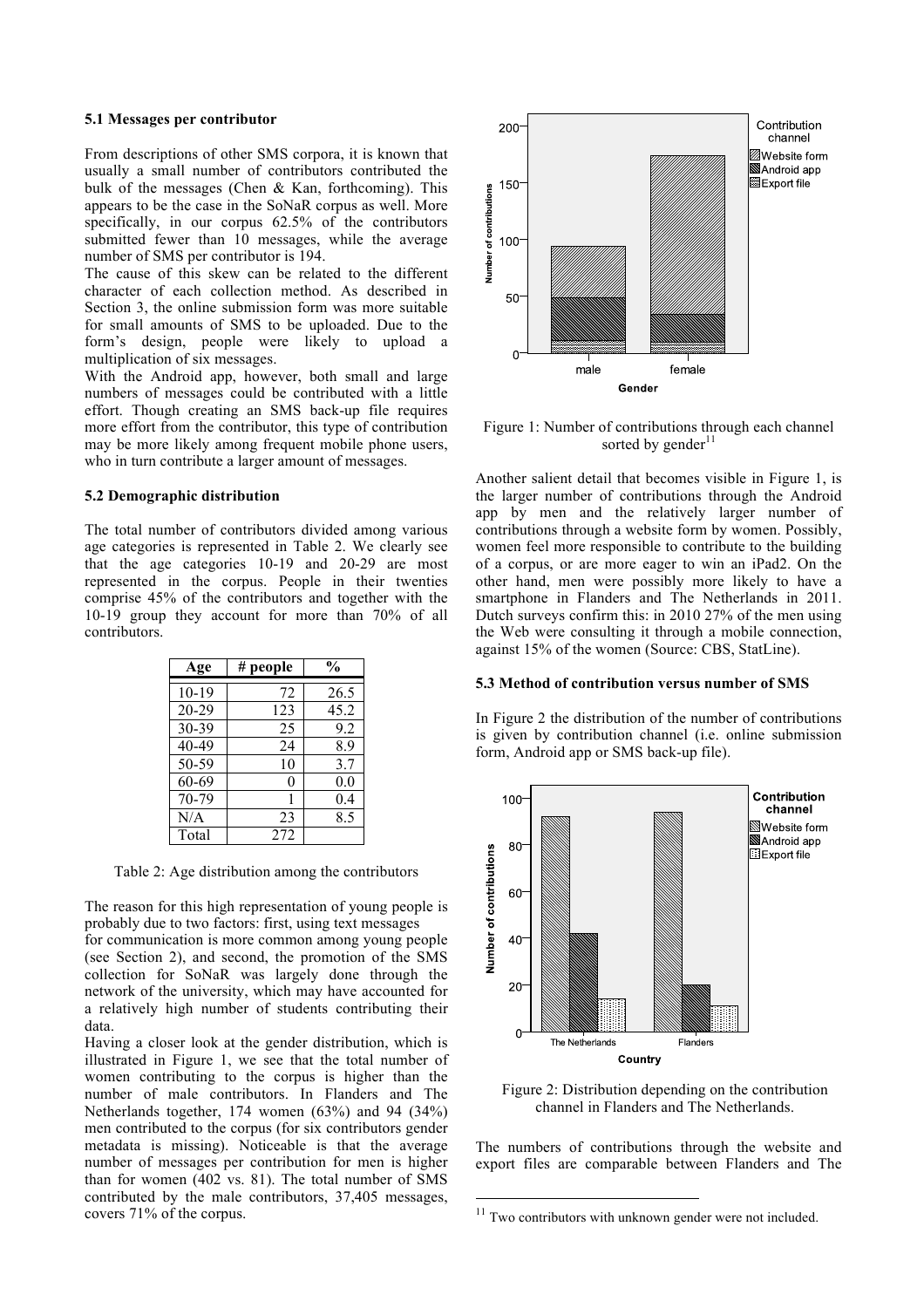### 5.1 Messages per contributor

From descriptions of other SMS corpora, it is known that usually a small number of contributors contributed the bulk of the messages (Chen & Kan, forthcoming). This appears to be the case in the SoNaR corpus as well. More specifically, in our corpus 62.5% of the contributors submitted fewer than 10 messages, while the average number of SMS per contributor is 194.

The cause of this skew can be related to the different character of each collection method. As described in Section 3, the online submission form was more suitable for small amounts of SMS to be uploaded. Due to the form's design, people were likely to upload a multiplication of six messages.

With the Android app, however, both small and large numbers of messages could be contributed with a little effort. Though creating an SMS back-up file requires more effort from the contributor, this type of contribution may be more likely among frequent mobile phone users, who in turn contribute a larger amount of messages.

### 5.2 Demographic distribution

The total number of contributors divided among various age categories is represented in Table 2. We clearly see that the age categories 10-19 and 20-29 are most represented in the corpus. People in their twenties comprise 45% of the contributors and together with the 10-19 group they account for more than 70% of all contributors.

| Age | # people | % |
|---|---|---|
| 10-19 | 72 | 26.5 |
| 20-29 | 123 | 45.2 |
| 30-39 | 25 | 9.2 |
| 40-49 | 24 | 8.9 |
| 50-59 | 10 | 3.7 |
| 60-69 | 0 | 0.0 |
| 70-79 | 1 | 0.4 |
| N/A | 23 | 8.5 |
| Total | 272 | |

Table 2: Age distribution among the contributors

The reason for this high representation of young people is probably due to two factors: first, using text messages for communication is more common among young people (see Section 2), and second, the promotion of the SMS collection for SoNaR was largely done through the network of the university, which may have accounted for a relatively high number of students contributing their data.

Having a closer look at the gender distribution, which is illustrated in Figure 1, we see that the total number of women contributing to the corpus is higher than the number of male contributors. In Flanders and The Netherlands together, 174 women (63%) and 94 (34%) men contributed to the corpus (for six contributors gender metadata is missing). Noticeable is that the average number of messages per contribution for men is higher than for women (402 vs. 81). The total number of SMS contributed by the male contributors, 37,405 messages, covers 71% of the corpus.

Figure 1: Number of contributions through each channel sorted by gender[11]

Another salient detail that becomes visible in Figure 1, is the larger number of contributions through the Android app by men and the relatively larger number of contributions through a website form by women. Possibly, women feel more responsible to contribute to the building of a corpus, or are more eager to win an iPad2. On the other hand, men were possibly more likely to have a smartphone in Flanders and The Netherlands in 2011. Dutch surveys confirm this: in 2010 27% of the men using the Web were consulting it through a mobile connection, against 15% of the women (Source: CBS, StatLine).

### 5.3 Method of contribution versus number of SMS

In Figure 2 the distribution of the number of contributions is given by contribution channel (i.e. online submission form, Android app or SMS back-up file).

Figure 2: Distribution depending on the contribution channel in Flanders and The Netherlands.

The numbers of contributions through the website and export files are comparable between Flanders and The

[11] Two contributors with unknown gender were not included.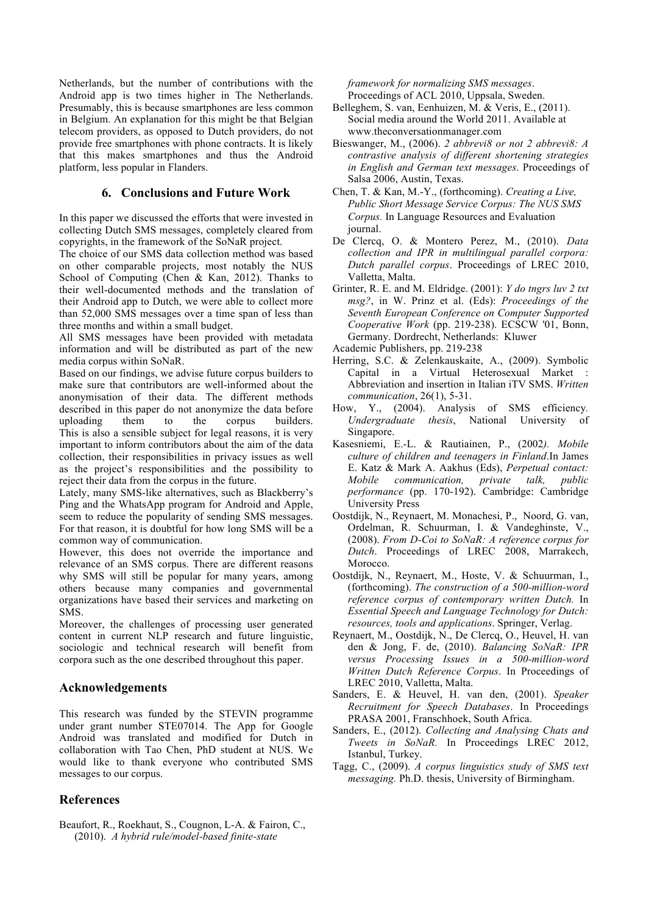Netherlands, but the number of contributions with the Android app is two times higher in The Netherlands. Presumably, this is because smartphones are less common in Belgium. An explanation for this might be that Belgian telecom providers, as opposed to Dutch providers, do not provide free smartphones with phone contracts. It is likely that this makes smartphones and thus the Android platform, less popular in Flanders.

## 6. Conclusions and Future Work

In this paper we discussed the efforts that were invested in collecting Dutch SMS messages, completely cleared from copyrights, in the framework of the SoNaR project.

The choice of our SMS data collection method was based on other comparable projects, most notably the NUS School of Computing (Chen & Kan, 2012). Thanks to their well-documented methods and the translation of their Android app to Dutch, we were able to collect more than 52,000 SMS messages over a time span of less than three months and within a small budget.

All SMS messages have been provided with metadata information and will be distributed as part of the new media corpus within SoNaR.

Based on our findings, we advise future corpus builders to make sure that contributors are well-informed about the anonymisation of their data. The different methods described in this paper do not anonymize the data before uploading them to the corpus builders. This is also a sensible subject for legal reasons, it is very important to inform contributors about the aim of the data collection, their responsibilities in privacy issues as well as the project's responsibilities and the possibility to reject their data from the corpus in the future.

Lately, many SMS-like alternatives, such as Blackberry's Ping and the WhatsApp program for Android and Apple, seem to reduce the popularity of sending SMS messages. For that reason, it is doubtful for how long SMS will be a common way of communication.

However, this does not override the importance and relevance of an SMS corpus. There are different reasons why SMS will still be popular for many years, among others because many companies and governmental organizations have based their services and marketing on SMS.

Moreover, the challenges of processing user generated content in current NLP research and future linguistic, sociologic and technical research will benefit from corpora such as the one described throughout this paper.

## Acknowledgements

This research was funded by the STEVIN programme under grant number STE07014. The App for Google Android was translated and modified for Dutch in collaboration with Tao Chen, PhD student at NUS. We would like to thank everyone who contributed SMS messages to our corpus.

## References

Beaufort, R., Roekhaut, S., Cougnon, L-A. & Fairon, C., (2010). *A hybrid rule/model-based finite-state framework for normalizing SMS messages*. Proceedings of ACL 2010, Uppsala, Sweden.

Belleghem, S. van, Eenhuizen, M. & Veris, E., (2011). Social media around the World 2011. Available at www.theconversationmanager.com

Bieswanger, M., (2006). *2 abbrevi8 or not 2 abbrevi8: A contrastive analysis of different shortening strategies in English and German text messages*. Proceedings of Salsa 2006, Austin, Texas.

Chen, T. & Kan, M.-Y., (forthcoming). *Creating a Live, Public Short Message Service Corpus: The NUS SMS Corpus.* In Language Resources and Evaluation journal.

De Clercq, O. & Montero Perez, M., (2010). *Data collection and IPR in multilingual parallel corpora: Dutch parallel corpus*. Proceedings of LREC 2010, Valletta, Malta.

Grinter, R. E. and M. Eldridge. (2001): *Y do tngrs luv 2 txt msg?*, in W. Prinz et al. (Eds): *Proceedings of the Seventh European Conference on Computer Supported Cooperative Work* (pp. 219-238). ECSCW '01, Bonn, Germany. Dordrecht, Netherlands: Kluwer Academic Publishers, pp. 219-238

Herring, S.C. & Zelenkauskaite, A., (2009). Symbolic Capital in a Virtual Heterosexual Market : Abbreviation and insertion in Italian iTV SMS. *Written communication*, 26(1), 5-31.

How, Y., (2004). Analysis of SMS efficiency. *Undergraduate thesis*, National University of Singapore.

Kasesniemi, E.-L. & Rautiainen, P., (2002). *Mobile culture of children and teenagers in Finland*. In James E. Katz & Mark A. Aakhus (Eds), *Perpetual contact: Mobile communication, private talk, public performance* (pp. 170-192). Cambridge: Cambridge University Press

Oostdijk, N., Reynaert, M. Monachesi, P., Noord, G. van, Ordelman, R. Schuurman, I. & Vandeghinste, V., (2008). *From D-Coi to SoNaR: A reference corpus for Dutch*. Proceedings of LREC 2008, Marrakech, Morocco.

Oostdijk, N., Reynaert, M., Hoste, V. & Schuurman, I., (forthcoming). *The construction of a 500-million-word reference corpus of contemporary written Dutch.* In *Essential Speech and Language Technology for Dutch: resources, tools and applications*. Springer, Verlag.

Reynaert, M., Oostdijk, N., De Clercq, O., Heuvel, H. van den & Jong, F. de, (2010). *Balancing SoNaR: IPR versus Processing Issues in a 500-million-word Written Dutch Reference Corpus*. In Proceedings of LREC 2010, Valletta, Malta.

Sanders, E. & Heuvel, H. van den, (2001). *Speaker Recruitment for Speech Databases*. In Proceedings PRASA 2001, Franschhoek, South Africa.

Sanders, E., (2012). *Collecting and Analysing Chats and Tweets in SoNaR.* In Proceedings LREC 2012, Istanbul, Turkey.

Tagg, C., (2009). *A corpus linguistics study of SMS text messaging.* Ph.D. thesis, University of Birmingham.